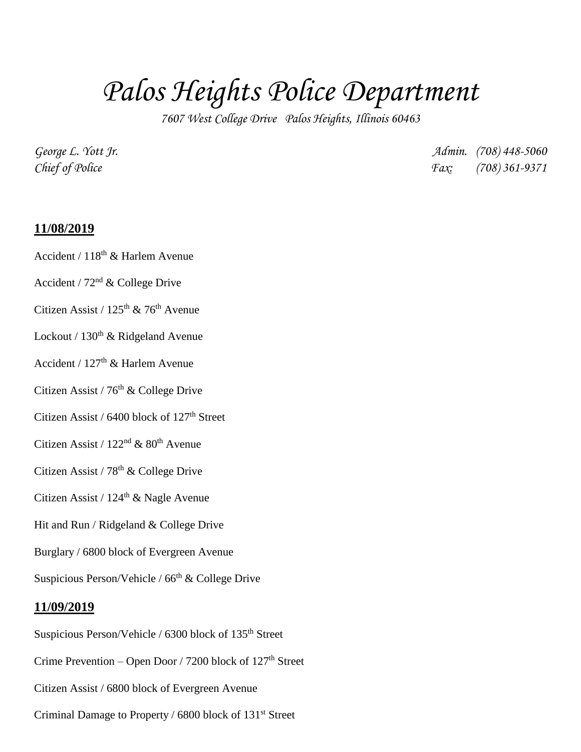# *Palos Heights Police Department*

*7607 West College Drive   Palos Heights, Illinois 60463*

*George L. Yott Jr.*  
*Chief of Police*

*Admin.   (708) 448-5060*  
*Fax:   (708) 361-9371*

**11/08/2019**

Accident / 118th & Harlem Avenue

Accident / 72nd & College Drive

Citizen Assist / 125th & 76th Avenue

Lockout / 130th & Ridgeland Avenue

Accident / 127th & Harlem Avenue

Citizen Assist / 76th & College Drive

Citizen Assist / 6400 block of 127th Street

Citizen Assist / 122nd & 80th Avenue

Citizen Assist / 78th & College Drive

Citizen Assist / 124th & Nagle Avenue

Hit and Run / Ridgeland & College Drive

Burglary / 6800 block of Evergreen Avenue

Suspicious Person/Vehicle / 66th & College Drive

**11/09/2019**

Suspicious Person/Vehicle / 6300 block of 135th Street

Crime Prevention – Open Door / 7200 block of 127th Street

Citizen Assist / 6800 block of Evergreen Avenue

Criminal Damage to Property / 6800 block of 131st Street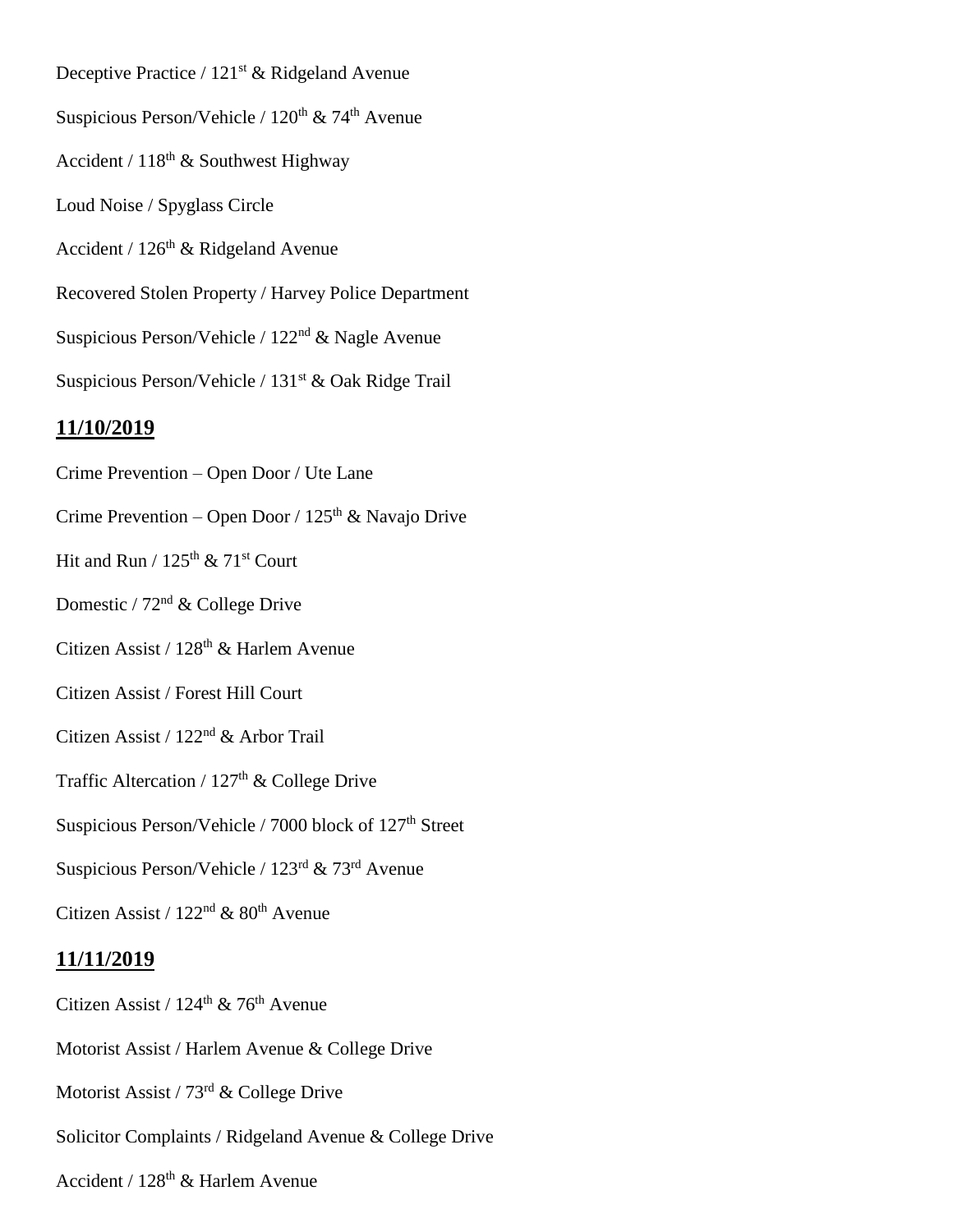Deceptive Practice / 121st & Ridgeland Avenue

Suspicious Person/Vehicle / 120th & 74th Avenue

Accident / 118th & Southwest Highway

Loud Noise / Spyglass Circle

Accident / 126th & Ridgeland Avenue

Recovered Stolen Property / Harvey Police Department

Suspicious Person/Vehicle / 122nd & Nagle Avenue

Suspicious Person/Vehicle / 131st & Oak Ridge Trail

## 11/10/2019

Crime Prevention – Open Door / Ute Lane

Crime Prevention – Open Door / 125th & Navajo Drive

Hit and Run / 125th & 71st Court

Domestic / 72nd & College Drive

Citizen Assist / 128th & Harlem Avenue

Citizen Assist / Forest Hill Court

Citizen Assist / 122nd & Arbor Trail

Traffic Altercation / 127th & College Drive

Suspicious Person/Vehicle / 7000 block of 127th Street

Suspicious Person/Vehicle / 123rd & 73rd Avenue

Citizen Assist / 122nd & 80th Avenue

## 11/11/2019

Citizen Assist / 124th & 76th Avenue

Motorist Assist / Harlem Avenue & College Drive

Motorist Assist / 73rd & College Drive

Solicitor Complaints / Ridgeland Avenue & College Drive

Accident / 128th & Harlem Avenue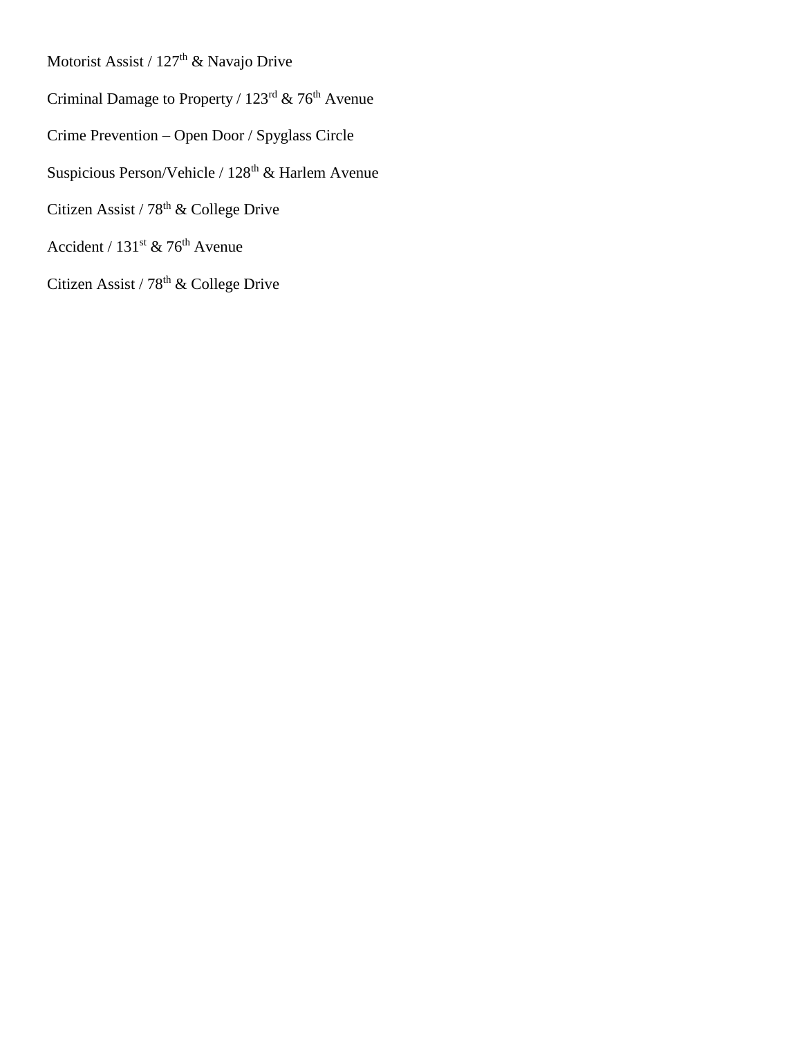Motorist Assist / 127th & Navajo Drive

Criminal Damage to Property / 123rd & 76th Avenue

Crime Prevention – Open Door / Spyglass Circle

Suspicious Person/Vehicle / 128th & Harlem Avenue

Citizen Assist / 78th & College Drive

Accident / 131st & 76th Avenue

Citizen Assist / 78th & College Drive